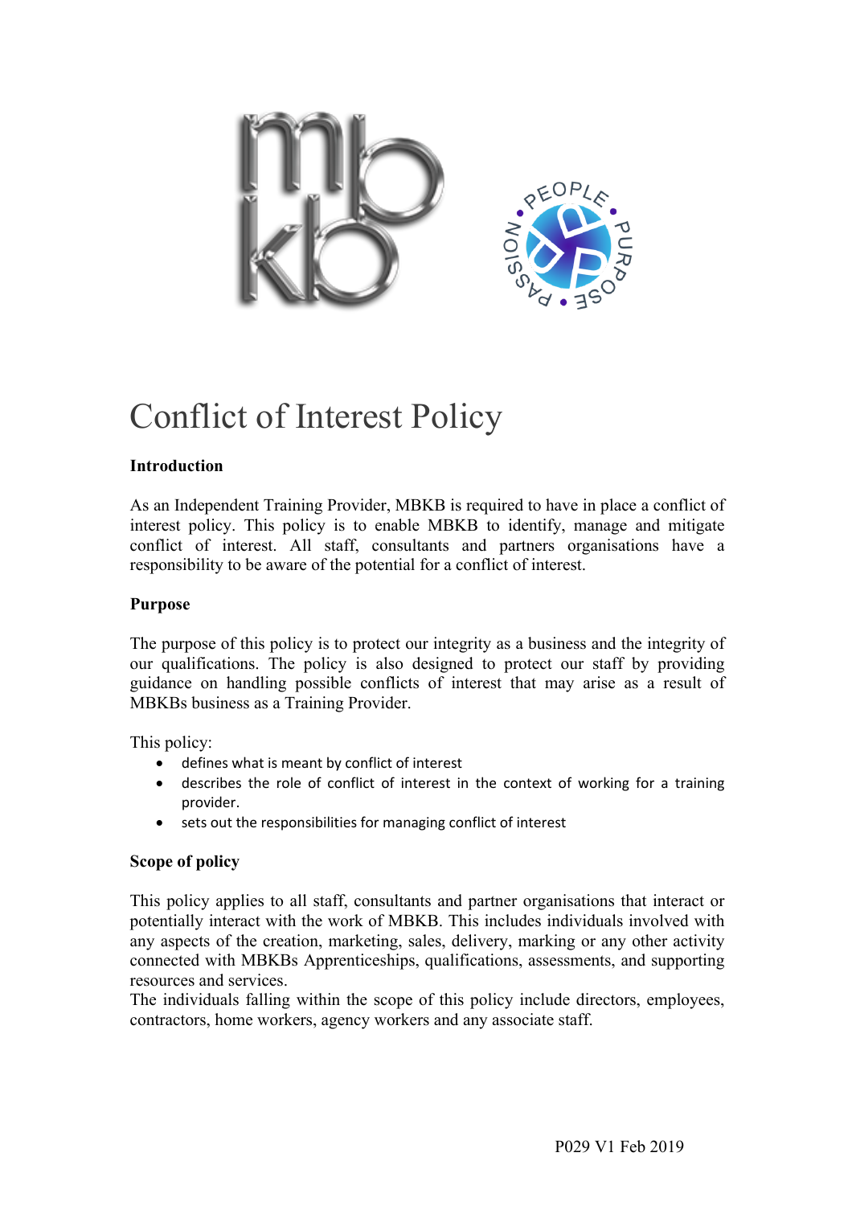# Conflict of Interest Policy

**Introduction**

As an Independent Training Provider, MBKB is required to have in place a conflict of interest policy. This policy is to enable MBKB to identify, manage and mitigate conflict of interest. All staff, consultants and partners organisations have a responsibility to be aware of the potential for a conflict of interest.

**Purpose**

The purpose of this policy is to protect our integrity as a business and the integrity of our qualifications. The policy is also designed to protect our staff by providing guidance on handling possible conflicts of interest that may arise as a result of MBKBs business as a Training Provider.

This policy:

- defines what is meant by conflict of interest
- describes the role of conflict of interest in the context of working for a training provider.
- sets out the responsibilities for managing conflict of interest

**Scope of policy**

This policy applies to all staff, consultants and partner organisations that interact or potentially interact with the work of MBKB. This includes individuals involved with any aspects of the creation, marketing, sales, delivery, marking or any other activity connected with MBKBs Apprenticeships, qualifications, assessments, and supporting resources and services.

The individuals falling within the scope of this policy include directors, employees, contractors, home workers, agency workers and any associate staff.

P029 V1 Feb 2019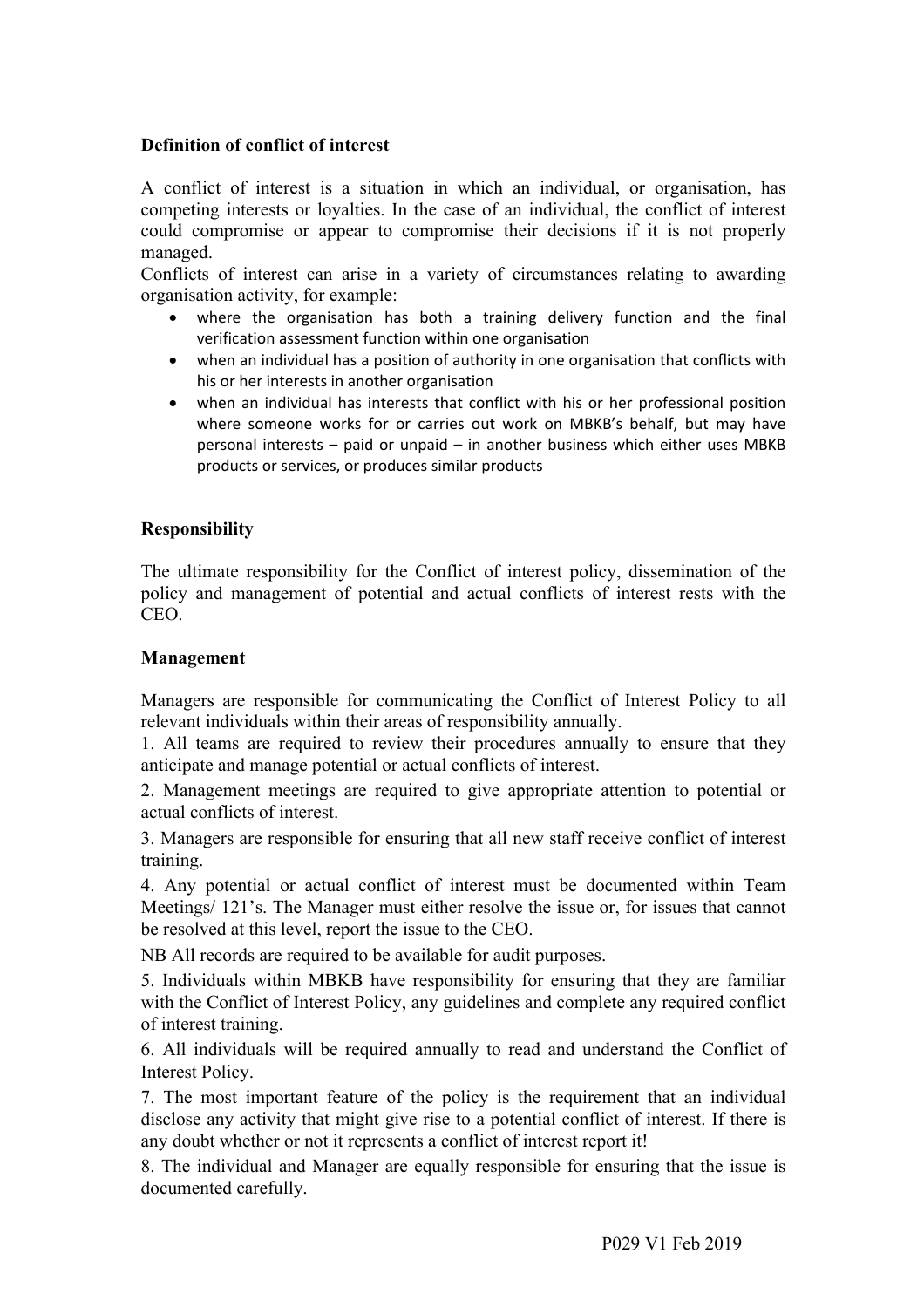**Definition of conflict of interest**

A conflict of interest is a situation in which an individual, or organisation, has competing interests or loyalties. In the case of an individual, the conflict of interest could compromise or appear to compromise their decisions if it is not properly managed.

Conflicts of interest can arise in a variety of circumstances relating to awarding organisation activity, for example:

- where the organisation has both a training delivery function and the final verification assessment function within one organisation
- when an individual has a position of authority in one organisation that conflicts with his or her interests in another organisation
- when an individual has interests that conflict with his or her professional position where someone works for or carries out work on MBKB's behalf, but may have personal interests – paid or unpaid – in another business which either uses MBKB products or services, or produces similar products

**Responsibility**

The ultimate responsibility for the Conflict of interest policy, dissemination of the policy and management of potential and actual conflicts of interest rests with the CEO.

**Management**

Managers are responsible for communicating the Conflict of Interest Policy to all relevant individuals within their areas of responsibility annually.

1. All teams are required to review their procedures annually to ensure that they anticipate and manage potential or actual conflicts of interest.

2. Management meetings are required to give appropriate attention to potential or actual conflicts of interest.

3. Managers are responsible for ensuring that all new staff receive conflict of interest training.

4. Any potential or actual conflict of interest must be documented within Team Meetings/ 121's. The Manager must either resolve the issue or, for issues that cannot be resolved at this level, report the issue to the CEO.

NB All records are required to be available for audit purposes.

5. Individuals within MBKB have responsibility for ensuring that they are familiar with the Conflict of Interest Policy, any guidelines and complete any required conflict of interest training.

6. All individuals will be required annually to read and understand the Conflict of Interest Policy.

7. The most important feature of the policy is the requirement that an individual disclose any activity that might give rise to a potential conflict of interest. If there is any doubt whether or not it represents a conflict of interest report it!

8. The individual and Manager are equally responsible for ensuring that the issue is documented carefully.

P029 V1 Feb 2019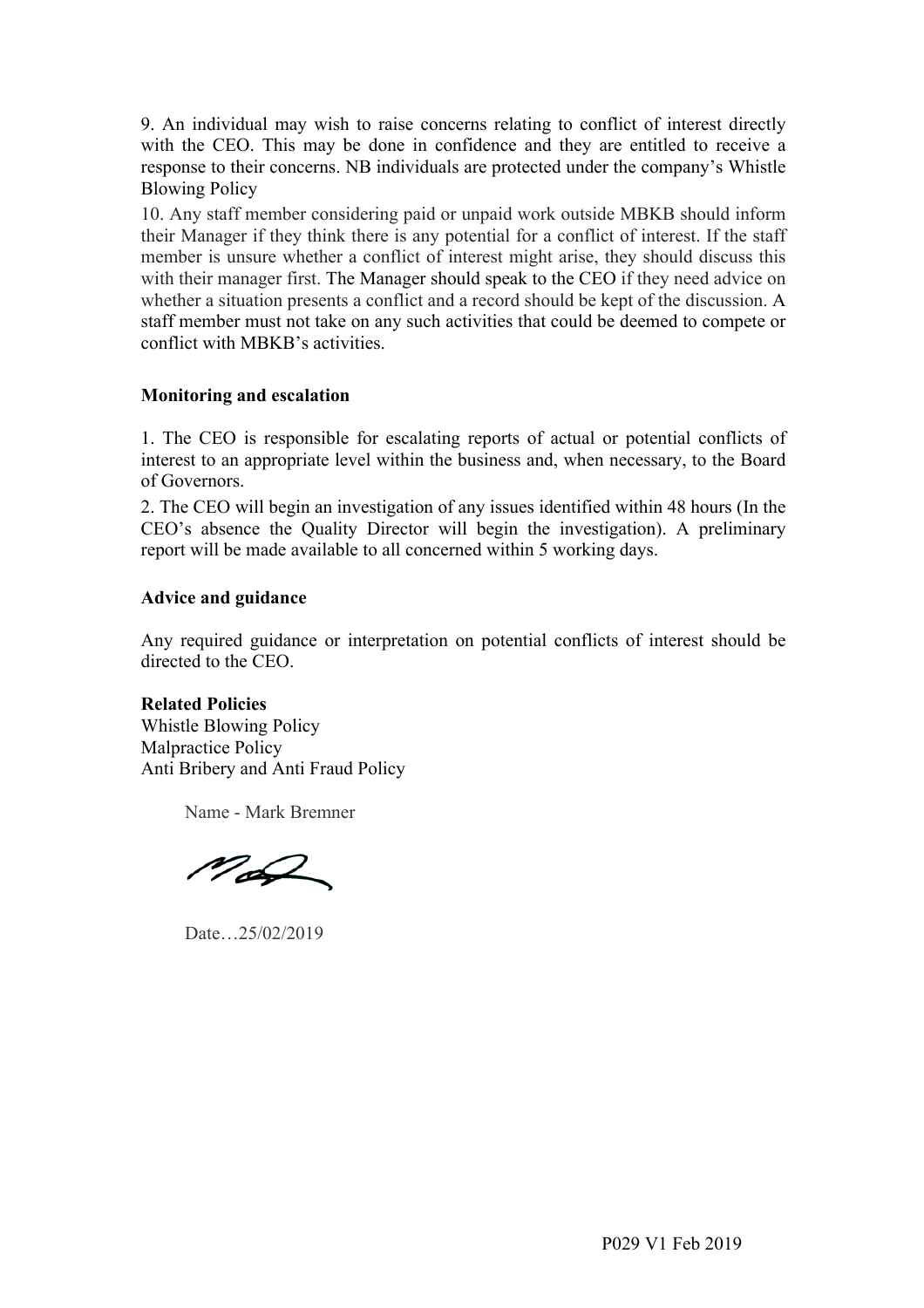9. An individual may wish to raise concerns relating to conflict of interest directly with the CEO. This may be done in confidence and they are entitled to receive a response to their concerns. NB individuals are protected under the company's Whistle Blowing Policy

10. Any staff member considering paid or unpaid work outside MBKB should inform their Manager if they think there is any potential for a conflict of interest. If the staff member is unsure whether a conflict of interest might arise, they should discuss this with their manager first. The Manager should speak to the CEO if they need advice on whether a situation presents a conflict and a record should be kept of the discussion. A staff member must not take on any such activities that could be deemed to compete or conflict with MBKB's activities.

**Monitoring and escalation**

1. The CEO is responsible for escalating reports of actual or potential conflicts of interest to an appropriate level within the business and, when necessary, to the Board of Governors.

2. The CEO will begin an investigation of any issues identified within 48 hours (In the CEO's absence the Quality Director will begin the investigation). A preliminary report will be made available to all concerned within 5 working days.

**Advice and guidance**

Any required guidance or interpretation on potential conflicts of interest should be directed to the CEO.

**Related Policies**
Whistle Blowing Policy
Malpractice Policy
Anti Bribery and Anti Fraud Policy

Name - Mark Bremner

Date…25/02/2019

P029 V1 Feb 2019